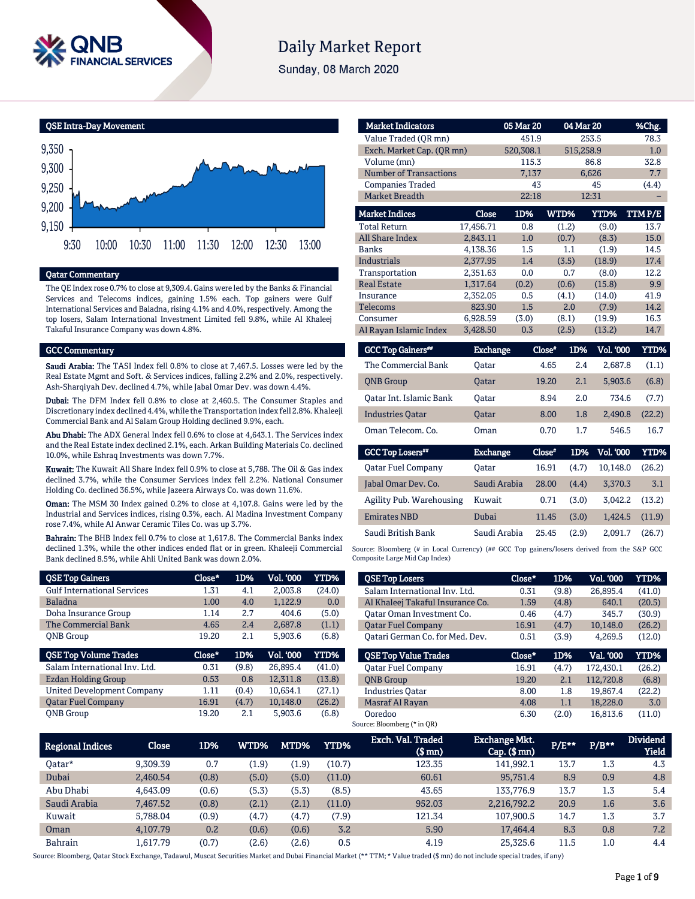# Daily Market Report

Sunday, 08 March 2020

## QSE Intra-Day Movement

## Qatar Commentary

The QE Index rose 0.7% to close at 9,309.4. Gains were led by the Banks & Financial Services and Telecoms indices, gaining 1.5% each. Top gainers were Gulf International Services and Baladna, rising 4.1% and 4.0%, respectively. Among the top losers, Salam International Investment Limited fell 9.8%, while Al Khaleej Takaful Insurance Company was down 4.8%.

## GCC Commentary

**Saudi Arabia:** The TASI Index fell 0.8% to close at 7,467.5. Losses were led by the Real Estate Mgmt and Soft. & Services indices, falling 2.2% and 2.0%, respectively. Ash-Sharqiyah Dev. declined 4.7%, while Jabal Omar Dev. was down 4.4%.

**Dubai:** The DFM Index fell 0.8% to close at 2,460.5. The Consumer Staples and Discretionary index declined 4.4%, while the Transportation index fell 2.8%. Khaleeji Commercial Bank and Al Salam Group Holding declined 9.9%, each.

**Abu Dhabi:** The ADX General Index fell 0.6% to close at 4,643.1. The Services index and the Real Estate index declined 2.1%, each. Arkan Building Materials Co. declined 10.0%, while Eshraq Investments was down 7.7%.

**Kuwait:** The Kuwait All Share Index fell 0.9% to close at 5,788. The Oil & Gas index declined 3.7%, while the Consumer Services index fell 2.2%. National Consumer Holding Co. declined 36.5%, while Jazeera Airways Co. was down 11.6%.

**Oman:** The MSM 30 Index gained 0.2% to close at 4,107.8. Gains were led by the Industrial and Services indices, rising 0.3%, each. Al Madina Investment Company rose 7.4%, while Al Anwar Ceramic Tiles Co. was up 3.7%.

**Bahrain:** The BHB Index fell 0.7% to close at 1,617.8. The Commercial Banks index declined 1.3%, while the other indices ended flat or in green. Khaleeji Commercial Bank declined 8.5%, while Ahli United Bank was down 2.0%.

| Market Indicators | 05 Mar 20 | 04 Mar 20 | %Chg. |
|---|---|---|---|
| Value Traded (QR mn) | 451.9 | 253.5 | 78.3 |
| Exch. Market Cap. (QR mn) | 520,308.1 | 515,258.9 | 1.0 |
| Volume (mn) | 115.3 | 86.8 | 32.8 |
| Number of Transactions | 7,137 | 6,626 | 7.7 |
| Companies Traded | 43 | 45 | (4.4) |
| Market Breadth | 22:18 | 12:31 | – |

| Market Indices | Close | 1D% | WTD% | YTD% | TTM P/E |
|---|---|---|---|---|---|
| Total Return | 17,456.71 | 0.8 | (1.2) | (9.0) | 13.7 |
| All Share Index | 2,843.11 | 1.0 | (0.7) | (8.3) | 15.0 |
| Banks | 4,138.36 | 1.5 | 1.1 | (1.9) | 14.5 |
| Industrials | 2,377.95 | 1.4 | (3.5) | (18.9) | 17.4 |
| Transportation | 2,351.63 | 0.0 | 0.7 | (8.0) | 12.2 |
| Real Estate | 1,317.64 | (0.2) | (0.6) | (15.8) | 9.9 |
| Insurance | 2,352.05 | 0.5 | (4.1) | (14.0) | 41.9 |
| Telecoms | 823.90 | 1.5 | 2.0 | (7.9) | 14.2 |
| Consumer | 6,928.59 | (3.0) | (8.1) | (19.9) | 16.3 |
| Al Rayan Islamic Index | 3,428.50 | 0.3 | (2.5) | (13.2) | 14.7 |

| GCC Top Gainers## | Exchange | Close# | 1D% | Vol. '000 | YTD% |
|---|---|---|---|---|---|
| The Commercial Bank | Qatar | 4.65 | 2.4 | 2,687.8 | (1.1) |
| QNB Group | Qatar | 19.20 | 2.1 | 5,903.6 | (6.8) |
| Qatar Int. Islamic Bank | Qatar | 8.94 | 2.0 | 734.6 | (7.7) |
| Industries Qatar | Qatar | 8.00 | 1.8 | 2,490.8 | (22.2) |
| Oman Telecom. Co. | Oman | 0.70 | 1.7 | 546.5 | 16.7 |

| GCC Top Losers## | Exchange | Close# | 1D% | Vol. '000 | YTD% |
|---|---|---|---|---|---|
| Qatar Fuel Company | Qatar | 16.91 | (4.7) | 10,148.0 | (26.2) |
| Jabal Omar Dev. Co. | Saudi Arabia | 28.00 | (4.4) | 3,370.3 | 3.1 |
| Agility Pub. Warehousing | Kuwait | 0.71 | (3.0) | 3,042.2 | (13.2) |
| Emirates NBD | Dubai | 11.45 | (3.0) | 1,424.5 | (11.9) |
| Saudi British Bank | Saudi Arabia | 25.45 | (2.9) | 2,091.7 | (26.7) |

Source: Bloomberg (# in Local Currency) (## GCC Top gainers/losers derived from the S&P GCC Composite Large Mid Cap Index)

| QSE Top Gainers | Close* | 1D% | Vol. '000 | YTD% |
|---|---|---|---|---|
| Gulf International Services | 1.31 | 4.1 | 2,003.8 | (24.0) |
| Baladna | 1.00 | 4.0 | 1,122.9 | 0.0 |
| Doha Insurance Group | 1.14 | 2.7 | 404.6 | (5.0) |
| The Commercial Bank | 4.65 | 2.4 | 2,687.8 | (1.1) |
| QNB Group | 19.20 | 2.1 | 5,903.6 | (6.8) |

| QSE Top Volume Trades | Close* | 1D% | Vol. '000 | YTD% |
|---|---|---|---|---|
| Salam International Inv. Ltd. | 0.31 | (9.8) | 26,895.4 | (41.0) |
| Ezdan Holding Group | 0.53 | 0.8 | 12,311.8 | (13.8) |
| United Development Company | 1.11 | (0.4) | 10,654.1 | (27.1) |
| Qatar Fuel Company | 16.91 | (4.7) | 10,148.0 | (26.2) |
| QNB Group | 19.20 | 2.1 | 5,903.6 | (6.8) |

| QSE Top Losers | Close* | 1D% | Vol. '000 | YTD% |
|---|---|---|---|---|
| Salam International Inv. Ltd. | 0.31 | (9.8) | 26,895.4 | (41.0) |
| Al Khaleej Takaful Insurance Co. | 1.59 | (4.8) | 640.1 | (20.5) |
| Qatar Oman Investment Co. | 0.46 | (4.7) | 345.7 | (30.9) |
| Qatar Fuel Company | 16.91 | (4.7) | 10,148.0 | (26.2) |
| Qatari German Co. for Med. Dev. | 0.51 | (3.9) | 4,269.5 | (12.0) |

| QSE Top Value Trades | Close* | 1D% | Val. '000 | YTD% |
|---|---|---|---|---|
| Qatar Fuel Company | 16.91 | (4.7) | 172,430.1 | (26.2) |
| QNB Group | 19.20 | 2.1 | 112,720.8 | (6.8) |
| Industries Qatar | 8.00 | 1.8 | 19,867.4 | (22.2) |
| Masraf Al Rayan | 4.08 | 1.1 | 18,228.0 | 3.0 |
| Ooredoo | 6.30 | (2.0) | 16,813.6 | (11.0) |

Source: Bloomberg (* in QR)

| Regional Indices | Close | 1D% | WTD% | MTD% | YTD% | Exch. Val. Traded ($ mn) | Exchange Mkt. Cap. ($ mn) | P/E** | P/B** | Dividend Yield |
|---|---|---|---|---|---|---|---|---|---|---|
| Qatar* | 9,309.39 | 0.7 | (1.9) | (1.9) | (10.7) | 123.35 | 141,992.1 | 13.7 | 1.3 | 4.3 |
| Dubai | 2,460.54 | (0.8) | (5.0) | (5.0) | (11.0) | 60.61 | 95,751.4 | 8.9 | 0.9 | 4.8 |
| Abu Dhabi | 4,643.09 | (0.6) | (5.3) | (5.3) | (8.5) | 43.65 | 133,776.9 | 13.7 | 1.3 | 5.4 |
| Saudi Arabia | 7,467.52 | (0.8) | (2.1) | (2.1) | (11.0) | 952.03 | 2,216,792.2 | 20.9 | 1.6 | 3.6 |
| Kuwait | 5,788.04 | (0.9) | (4.7) | (4.7) | (7.9) | 121.34 | 107,900.5 | 14.7 | 1.3 | 3.7 |
| Oman | 4,107.79 | 0.2 | (0.6) | (0.6) | 3.2 | 5.90 | 17,464.4 | 8.3 | 0.8 | 7.2 |
| Bahrain | 1,617.79 | (0.7) | (2.6) | (2.6) | 0.5 | 4.19 | 25,325.6 | 11.5 | 1.0 | 4.4 |

Source: Bloomberg, Qatar Stock Exchange, Tadawul, Muscat Securities Market and Dubai Financial Market (** TTM; * Value traded ($ mn) do not include special trades, if any)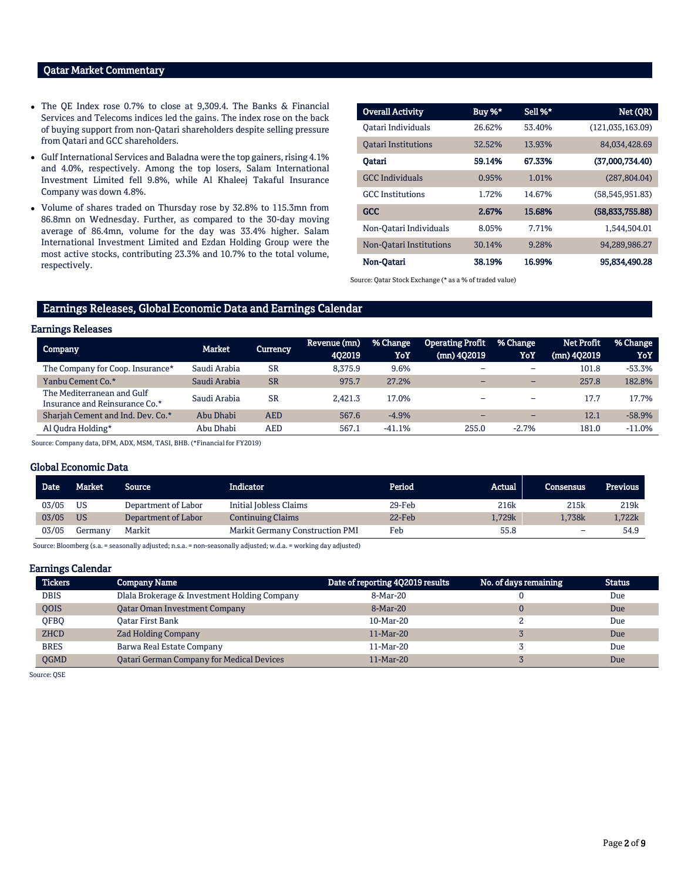## Qatar Market Commentary

- The QE Index rose 0.7% to close at 9,309.4. The Banks & Financial Services and Telecoms indices led the gains. The index rose on the back of buying support from non-Qatari shareholders despite selling pressure from Qatari and GCC shareholders.
- Gulf International Services and Baladna were the top gainers, rising 4.1% and 4.0%, respectively. Among the top losers, Salam International Investment Limited fell 9.8%, while Al Khaleej Takaful Insurance Company was down 4.8%.
- Volume of shares traded on Thursday rose by 32.8% to 115.3mn from 86.8mn on Wednesday. Further, as compared to the 30-day moving average of 86.4mn, volume for the day was 33.4% higher. Salam International Investment Limited and Ezdan Holding Group were the most active stocks, contributing 23.3% and 10.7% to the total volume, respectively.

| Overall Activity | Buy %* | Sell %* | Net (QR) |
|---|---|---|---|
| Qatari Individuals | 26.62% | 53.40% | (121,035,163.09) |
| Qatari Institutions | 32.52% | 13.93% | 84,034,428.69 |
| **Qatari** | **59.14%** | **67.33%** | **(37,000,734.40)** |
| GCC Individuals | 0.95% | 1.01% | (287,804.04) |
| GCC Institutions | 1.72% | 14.67% | (58,545,951.83) |
| **GCC** | **2.67%** | **15.68%** | **(58,833,755.88)** |
| Non-Qatari Individuals | 8.05% | 7.71% | 1,544,504.01 |
| Non-Qatari Institutions | 30.14% | 9.28% | 94,289,986.27 |
| **Non-Qatari** | **38.19%** | **16.99%** | **95,834,490.28** |

Source: Qatar Stock Exchange (* as a % of traded value)

## Earnings Releases, Global Economic Data and Earnings Calendar

### Earnings Releases

| Company | Market | Currency | Revenue (mn) 4Q2019 | % Change YoY | Operating Profit (mn) 4Q2019 | % Change YoY | Net Profit (mn) 4Q2019 | % Change YoY |
|---|---|---|---|---|---|---|---|---|
| The Company for Coop. Insurance* | Saudi Arabia | SR | 8,375.9 | 9.6% | – | – | 101.8 | -53.3% |
| Yanbu Cement Co.* | Saudi Arabia | SR | 975.7 | 27.2% | – | – | 257.8 | 182.8% |
| The Mediterranean and Gulf Insurance and Reinsurance Co.* | Saudi Arabia | SR | 2,421.3 | 17.0% | – | – | 17.7 | 17.7% |
| Sharjah Cement and Ind. Dev. Co.* | Abu Dhabi | AED | 567.6 | -4.9% | – | – | 12.1 | -58.9% |
| Al Qudra Holding* | Abu Dhabi | AED | 567.1 | -41.1% | 255.0 | -2.7% | 181.0 | -11.0% |

Source: Company data, DFM, ADX, MSM, TASI, BHB. (*Financial for FY2019)

### Global Economic Data

| Date | Market | Source | Indicator | Period | Actual | Consensus | Previous |
|---|---|---|---|---|---|---|---|
| 03/05 | US | Department of Labor | Initial Jobless Claims | 29-Feb | 216k | 215k | 219k |
| 03/05 | US | Department of Labor | Continuing Claims | 22-Feb | 1,729k | 1,738k | 1,722k |
| 03/05 | Germany | Markit | Markit Germany Construction PMI | Feb | 55.8 | – | 54.9 |

Source: Bloomberg (s.a. = seasonally adjusted; n.s.a. = non-seasonally adjusted; w.d.a. = working day adjusted)

### Earnings Calendar

| Tickers | Company Name | Date of reporting 4Q2019 results | No. of days remaining | Status |
|---|---|---|---|---|
| DBIS | Dlala Brokerage & Investment Holding Company | 8-Mar-20 | 0 | Due |
| QOIS | Qatar Oman Investment Company | 8-Mar-20 | 0 | Due |
| QFBQ | Qatar First Bank | 10-Mar-20 | 2 | Due |
| ZHCD | Zad Holding Company | 11-Mar-20 | 3 | Due |
| BRES | Barwa Real Estate Company | 11-Mar-20 | 3 | Due |
| QGMD | Qatari German Company for Medical Devices | 11-Mar-20 | 3 | Due |

Source: QSE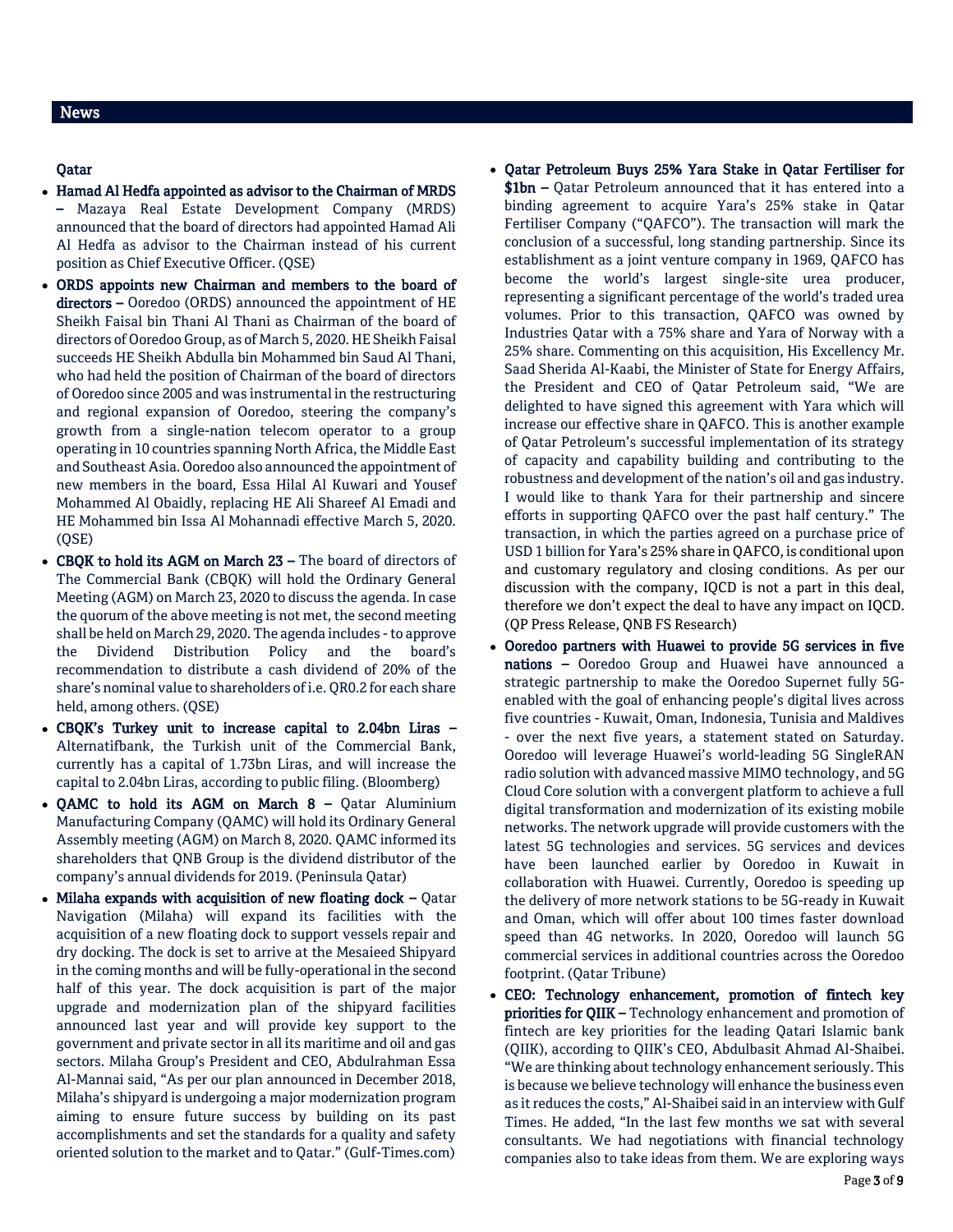## News

### Qatar

- **Hamad Al Hedfa appointed as advisor to the Chairman of MRDS –** Mazaya Real Estate Development Company (MRDS) announced that the board of directors had appointed Hamad Ali Al Hedfa as advisor to the Chairman instead of his current position as Chief Executive Officer. (QSE)
- **ORDS appoints new Chairman and members to the board of directors –** Ooredoo (ORDS) announced the appointment of HE Sheikh Faisal bin Thani Al Thani as Chairman of the board of directors of Ooredoo Group, as of March 5, 2020. HE Sheikh Faisal succeeds HE Sheikh Abdulla bin Mohammed bin Saud Al Thani, who had held the position of Chairman of the board of directors of Ooredoo since 2005 and was instrumental in the restructuring and regional expansion of Ooredoo, steering the company's growth from a single-nation telecom operator to a group operating in 10 countries spanning North Africa, the Middle East and Southeast Asia. Ooredoo also announced the appointment of new members in the board, Essa Hilal Al Kuwari and Yousef Mohammed Al Obaidly, replacing HE Ali Shareef Al Emadi and HE Mohammed bin Issa Al Mohannadi effective March 5, 2020. (QSE)
- **CBQK to hold its AGM on March 23 –** The board of directors of The Commercial Bank (CBQK) will hold the Ordinary General Meeting (AGM) on March 23, 2020 to discuss the agenda. In case the quorum of the above meeting is not met, the second meeting shall be held on March 29, 2020. The agenda includes - to approve the Dividend Distribution Policy and the board's recommendation to distribute a cash dividend of 20% of the share's nominal value to shareholders of i.e. QR0.2 for each share held, among others. (QSE)
- **CBQK's Turkey unit to increase capital to 2.04bn Liras –** Alternatifbank, the Turkish unit of the Commercial Bank, currently has a capital of 1.73bn Liras, and will increase the capital to 2.04bn Liras, according to public filing. (Bloomberg)
- **QAMC to hold its AGM on March 8 –** Qatar Aluminium Manufacturing Company (QAMC) will hold its Ordinary General Assembly meeting (AGM) on March 8, 2020. QAMC informed its shareholders that QNB Group is the dividend distributor of the company's annual dividends for 2019. (Peninsula Qatar)
- **Milaha expands with acquisition of new floating dock –** Qatar Navigation (Milaha) will expand its facilities with the acquisition of a new floating dock to support vessels repair and dry docking. The dock is set to arrive at the Mesaieed Shipyard in the coming months and will be fully-operational in the second half of this year. The dock acquisition is part of the major upgrade and modernization plan of the shipyard facilities announced last year and will provide key support to the government and private sector in all its maritime and oil and gas sectors. Milaha Group's President and CEO, Abdulrahman Essa Al-Mannai said, "As per our plan announced in December 2018, Milaha's shipyard is undergoing a major modernization program aiming to ensure future success by building on its past accomplishments and set the standards for a quality and safety oriented solution to the market and to Qatar." (Gulf-Times.com)
- **Qatar Petroleum Buys 25% Yara Stake in Qatar Fertiliser for \$1bn –** Qatar Petroleum announced that it has entered into a binding agreement to acquire Yara's 25% stake in Qatar Fertiliser Company ("QAFCO"). The transaction will mark the conclusion of a successful, long standing partnership. Since its establishment as a joint venture company in 1969, QAFCO has become the world's largest single-site urea producer, representing a significant percentage of the world's traded urea volumes. Prior to this transaction, QAFCO was owned by Industries Qatar with a 75% share and Yara of Norway with a 25% share. Commenting on this acquisition, His Excellency Mr. Saad Sherida Al-Kaabi, the Minister of State for Energy Affairs, the President and CEO of Qatar Petroleum said, "We are delighted to have signed this agreement with Yara which will increase our effective share in QAFCO. This is another example of Qatar Petroleum's successful implementation of its strategy of capacity and capability building and contributing to the robustness and development of the nation's oil and gas industry. I would like to thank Yara for their partnership and sincere efforts in supporting QAFCO over the past half century." The transaction, in which the parties agreed on a purchase price of USD 1 billion for Yara's 25% share in QAFCO, is conditional upon and customary regulatory and closing conditions. As per our discussion with the company, IQCD is not a part in this deal, therefore we don't expect the deal to have any impact on IQCD. (QP Press Release, QNB FS Research)
- **Ooredoo partners with Huawei to provide 5G services in five nations –** Ooredoo Group and Huawei have announced a strategic partnership to make the Ooredoo Supernet fully 5G-enabled with the goal of enhancing people's digital lives across five countries - Kuwait, Oman, Indonesia, Tunisia and Maldives - over the next five years, a statement stated on Saturday. Ooredoo will leverage Huawei's world-leading 5G SingleRAN radio solution with advanced massive MIMO technology, and 5G Cloud Core solution with a convergent platform to achieve a full digital transformation and modernization of its existing mobile networks. The network upgrade will provide customers with the latest 5G technologies and services. 5G services and devices have been launched earlier by Ooredoo in Kuwait in collaboration with Huawei. Currently, Ooredoo is speeding up the delivery of more network stations to be 5G-ready in Kuwait and Oman, which will offer about 100 times faster download speed than 4G networks. In 2020, Ooredoo will launch 5G commercial services in additional countries across the Ooredoo footprint. (Qatar Tribune)
- **CEO: Technology enhancement, promotion of fintech key priorities for QIIK –** Technology enhancement and promotion of fintech are key priorities for the leading Qatari Islamic bank (QIIK), according to QIIK's CEO, Abdulbasit Ahmad Al-Shaibei. "We are thinking about technology enhancement seriously. This is because we believe technology will enhance the business even as it reduces the costs," Al-Shaibei said in an interview with Gulf Times. He added, "In the last few months we sat with several consultants. We had negotiations with financial technology companies also to take ideas from them. We are exploring ways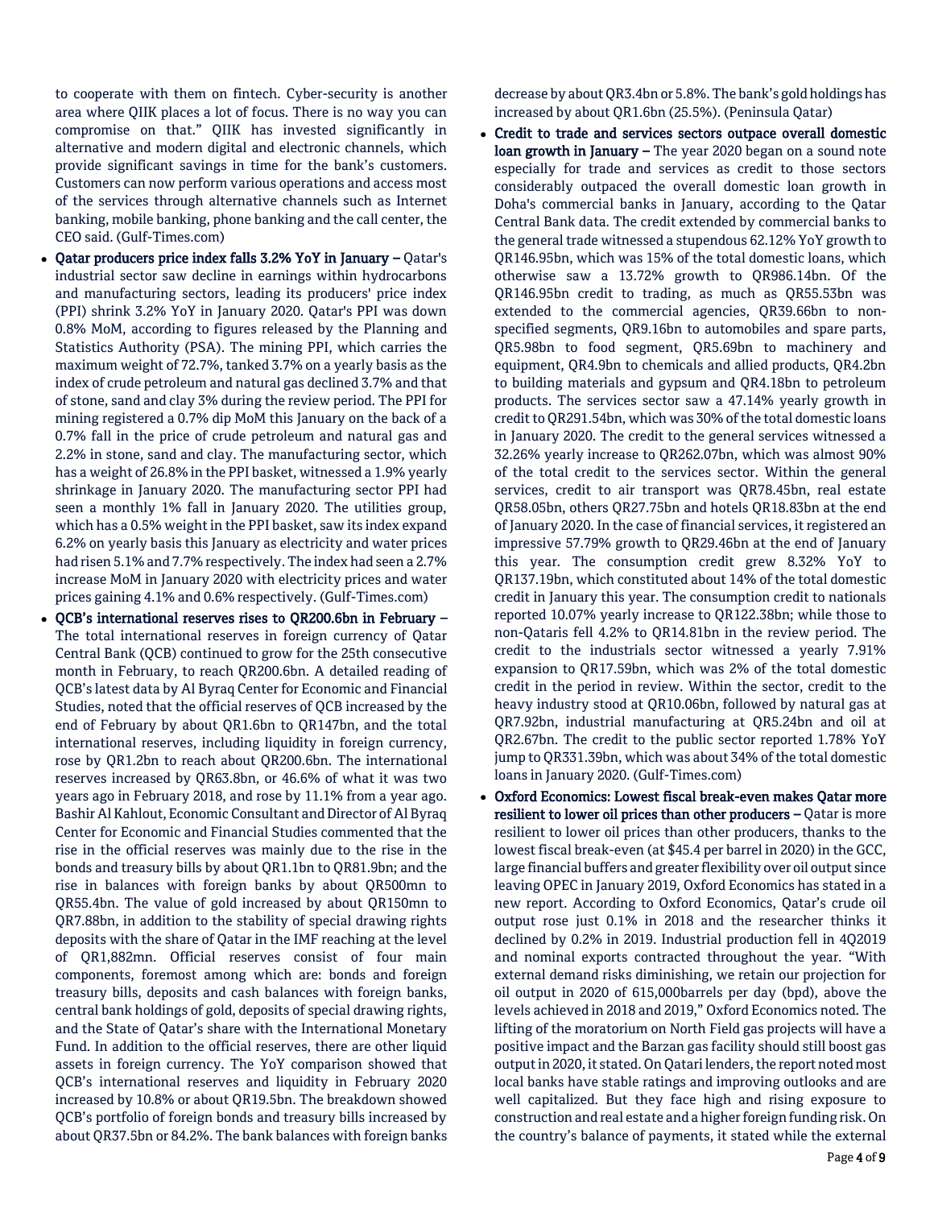to cooperate with them on fintech. Cyber-security is another area where QIIK places a lot of focus. There is no way you can compromise on that." QIIK has invested significantly in alternative and modern digital and electronic channels, which provide significant savings in time for the bank's customers. Customers can now perform various operations and access most of the services through alternative channels such as Internet banking, mobile banking, phone banking and the call center, the CEO said. (Gulf-Times.com)

- **Qatar producers price index falls 3.2% YoY in January –** Qatar's industrial sector saw decline in earnings within hydrocarbons and manufacturing sectors, leading its producers' price index (PPI) shrink 3.2% YoY in January 2020. Qatar's PPI was down 0.8% MoM, according to figures released by the Planning and Statistics Authority (PSA). The mining PPI, which carries the maximum weight of 72.7%, tanked 3.7% on a yearly basis as the index of crude petroleum and natural gas declined 3.7% and that of stone, sand and clay 3% during the review period. The PPI for mining registered a 0.7% dip MoM this January on the back of a 0.7% fall in the price of crude petroleum and natural gas and 2.2% in stone, sand and clay. The manufacturing sector, which has a weight of 26.8% in the PPI basket, witnessed a 1.9% yearly shrinkage in January 2020. The manufacturing sector PPI had seen a monthly 1% fall in January 2020. The utilities group, which has a 0.5% weight in the PPI basket, saw its index expand 6.2% on yearly basis this January as electricity and water prices had risen 5.1% and 7.7% respectively. The index had seen a 2.7% increase MoM in January 2020 with electricity prices and water prices gaining 4.1% and 0.6% respectively. (Gulf-Times.com)
- **QCB's international reserves rises to QR200.6bn in February –** The total international reserves in foreign currency of Qatar Central Bank (QCB) continued to grow for the 25th consecutive month in February, to reach QR200.6bn. A detailed reading of QCB's latest data by Al Byraq Center for Economic and Financial Studies, noted that the official reserves of QCB increased by the end of February by about QR1.6bn to QR147bn, and the total international reserves, including liquidity in foreign currency, rose by QR1.2bn to reach about QR200.6bn. The international reserves increased by QR63.8bn, or 46.6% of what it was two years ago in February 2018, and rose by 11.1% from a year ago. Bashir Al Kahlout, Economic Consultant and Director of Al Byraq Center for Economic and Financial Studies commented that the rise in the official reserves was mainly due to the rise in the bonds and treasury bills by about QR1.1bn to QR81.9bn; and the rise in balances with foreign banks by about QR500mn to QR55.4bn. The value of gold increased by about QR150mn to QR7.88bn, in addition to the stability of special drawing rights deposits with the share of Qatar in the IMF reaching at the level of QR1,882mn. Official reserves consist of four main components, foremost among which are: bonds and foreign treasury bills, deposits and cash balances with foreign banks, central bank holdings of gold, deposits of special drawing rights, and the State of Qatar's share with the International Monetary Fund. In addition to the official reserves, there are other liquid assets in foreign currency. The YoY comparison showed that QCB's international reserves and liquidity in February 2020 increased by 10.8% or about QR19.5bn. The breakdown showed QCB's portfolio of foreign bonds and treasury bills increased by about QR37.5bn or 84.2%. The bank balances with foreign banks decrease by about QR3.4bn or 5.8%. The bank's gold holdings has increased by about QR1.6bn (25.5%). (Peninsula Qatar)
- **Credit to trade and services sectors outpace overall domestic loan growth in January –** The year 2020 began on a sound note especially for trade and services as credit to those sectors considerably outpaced the overall domestic loan growth in Doha's commercial banks in January, according to the Qatar Central Bank data. The credit extended by commercial banks to the general trade witnessed a stupendous 62.12% YoY growth to QR146.95bn, which was 15% of the total domestic loans, which otherwise saw a 13.72% growth to QR986.14bn. Of the QR146.95bn credit to trading, as much as QR55.53bn was extended to the commercial agencies, QR39.66bn to non-specified segments, QR9.16bn to automobiles and spare parts, QR5.98bn to food segment, QR5.69bn to machinery and equipment, QR4.9bn to chemicals and allied products, QR4.2bn to building materials and gypsum and QR4.18bn to petroleum products. The services sector saw a 47.14% yearly growth in credit to QR291.54bn, which was 30% of the total domestic loans in January 2020. The credit to the general services witnessed a 32.26% yearly increase to QR262.07bn, which was almost 90% of the total credit to the services sector. Within the general services, credit to air transport was QR78.45bn, real estate QR58.05bn, others QR27.75bn and hotels QR18.83bn at the end of January 2020. In the case of financial services, it registered an impressive 57.79% growth to QR29.46bn at the end of January this year. The consumption credit grew 8.32% YoY to QR137.19bn, which constituted about 14% of the total domestic credit in January this year. The consumption credit to nationals reported 10.07% yearly increase to QR122.38bn; while those to non-Qataris fell 4.2% to QR14.81bn in the review period. The credit to the industrials sector witnessed a yearly 7.91% expansion to QR17.59bn, which was 2% of the total domestic credit in the period in review. Within the sector, credit to the heavy industry stood at QR10.06bn, followed by natural gas at QR7.92bn, industrial manufacturing at QR5.24bn and oil at QR2.67bn. The credit to the public sector reported 1.78% YoY jump to QR331.39bn, which was about 34% of the total domestic loans in January 2020. (Gulf-Times.com)
- **Oxford Economics: Lowest fiscal break-even makes Qatar more resilient to lower oil prices than other producers –** Qatar is more resilient to lower oil prices than other producers, thanks to the lowest fiscal break-even (at $45.4 per barrel in 2020) in the GCC, large financial buffers and greater flexibility over oil output since leaving OPEC in January 2019, Oxford Economics has stated in a new report. According to Oxford Economics, Qatar's crude oil output rose just 0.1% in 2018 and the researcher thinks it declined by 0.2% in 2019. Industrial production fell in 4Q2019 and nominal exports contracted throughout the year. "With external demand risks diminishing, we retain our projection for oil output in 2020 of 615,000barrels per day (bpd), above the levels achieved in 2018 and 2019," Oxford Economics noted. The lifting of the moratorium on North Field gas projects will have a positive impact and the Barzan gas facility should still boost gas output in 2020, it stated. On Qatari lenders, the report noted most local banks have stable ratings and improving outlooks and are well capitalized. But they face high and rising exposure to construction and real estate and a higher foreign funding risk. On the country's balance of payments, it stated while the external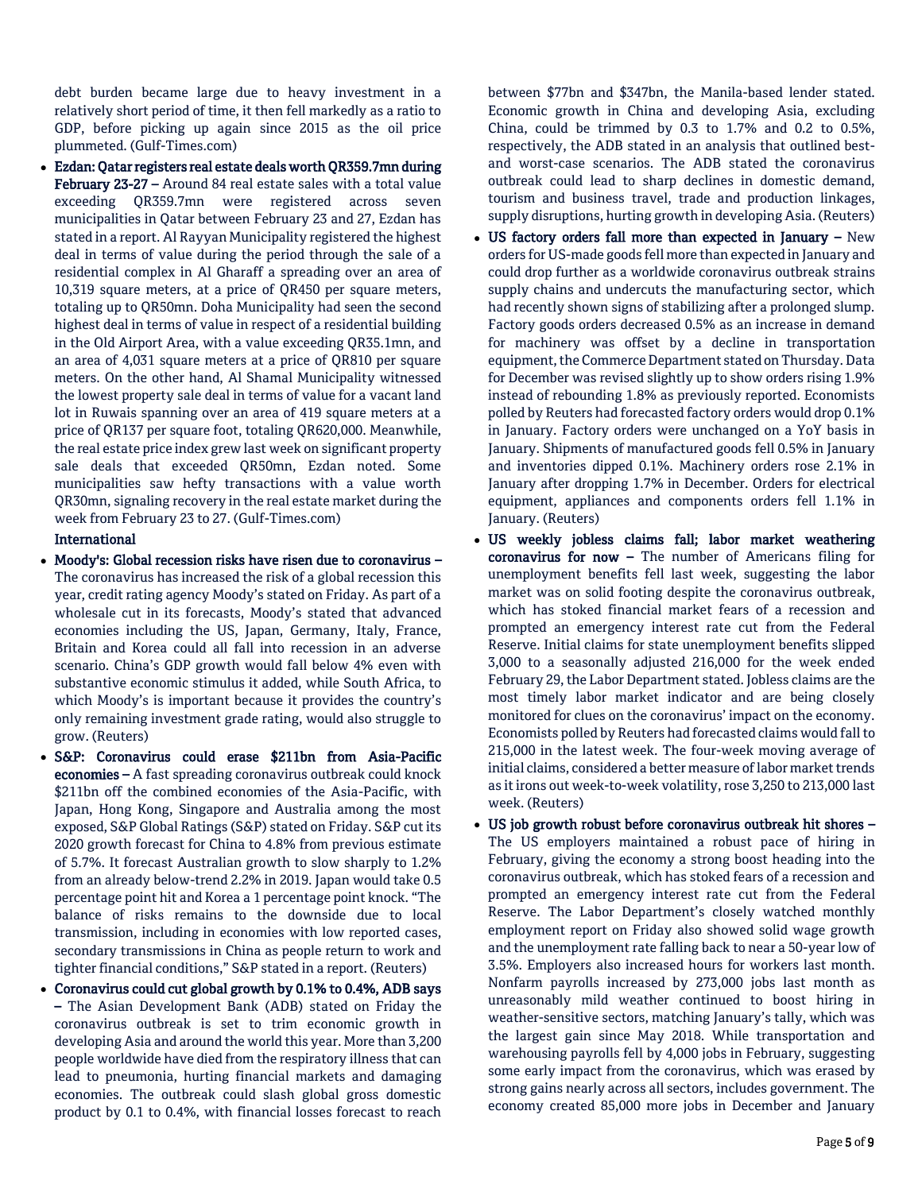debt burden became large due to heavy investment in a relatively short period of time, it then fell markedly as a ratio to GDP, before picking up again since 2015 as the oil price plummeted. (Gulf-Times.com)

- **Ezdan: Qatar registers real estate deals worth QR359.7mn during February 23-27 –** Around 84 real estate sales with a total value exceeding QR359.7mn were registered across seven municipalities in Qatar between February 23 and 27, Ezdan has stated in a report. Al Rayyan Municipality registered the highest deal in terms of value during the period through the sale of a residential complex in Al Gharaff a spreading over an area of 10,319 square meters, at a price of QR450 per square meters, totaling up to QR50mn. Doha Municipality had seen the second highest deal in terms of value in respect of a residential building in the Old Airport Area, with a value exceeding QR35.1mn, and an area of 4,031 square meters at a price of QR810 per square meters. On the other hand, Al Shamal Municipality witnessed the lowest property sale deal in terms of value for a vacant land lot in Ruwais spanning over an area of 419 square meters at a price of QR137 per square foot, totaling QR620,000. Meanwhile, the real estate price index grew last week on significant property sale deals that exceeded QR50mn, Ezdan noted. Some municipalities saw hefty transactions with a value worth QR30mn, signaling recovery in the real estate market during the week from February 23 to 27. (Gulf-Times.com)

**International**

- **Moody's: Global recession risks have risen due to coronavirus –** The coronavirus has increased the risk of a global recession this year, credit rating agency Moody's stated on Friday. As part of a wholesale cut in its forecasts, Moody's stated that advanced economies including the US, Japan, Germany, Italy, France, Britain and Korea could all fall into recession in an adverse scenario. China's GDP growth would fall below 4% even with substantive economic stimulus it added, while South Africa, to which Moody's is important because it provides the country's only remaining investment grade rating, would also struggle to grow. (Reuters)
- **S&P: Coronavirus could erase $211bn from Asia-Pacific economies –** A fast spreading coronavirus outbreak could knock $211bn off the combined economies of the Asia-Pacific, with Japan, Hong Kong, Singapore and Australia among the most exposed, S&P Global Ratings (S&P) stated on Friday. S&P cut its 2020 growth forecast for China to 4.8% from previous estimate of 5.7%. It forecast Australian growth to slow sharply to 1.2% from an already below-trend 2.2% in 2019. Japan would take 0.5 percentage point hit and Korea a 1 percentage point knock. "The balance of risks remains to the downside due to local transmission, including in economies with low reported cases, secondary transmissions in China as people return to work and tighter financial conditions," S&P stated in a report. (Reuters)
- **Coronavirus could cut global growth by 0.1% to 0.4%, ADB says –** The Asian Development Bank (ADB) stated on Friday the coronavirus outbreak is set to trim economic growth in developing Asia and around the world this year. More than 3,200 people worldwide have died from the respiratory illness that can lead to pneumonia, hurting financial markets and damaging economies. The outbreak could slash global gross domestic product by 0.1 to 0.4%, with financial losses forecast to reach between $77bn and $347bn, the Manila-based lender stated. Economic growth in China and developing Asia, excluding China, could be trimmed by 0.3 to 1.7% and 0.2 to 0.5%, respectively, the ADB stated in an analysis that outlined best- and worst-case scenarios. The ADB stated the coronavirus outbreak could lead to sharp declines in domestic demand, tourism and business travel, trade and production linkages, supply disruptions, hurting growth in developing Asia. (Reuters)
- **US factory orders fall more than expected in January –** New orders for US-made goods fell more than expected in January and could drop further as a worldwide coronavirus outbreak strains supply chains and undercuts the manufacturing sector, which had recently shown signs of stabilizing after a prolonged slump. Factory goods orders decreased 0.5% as an increase in demand for machinery was offset by a decline in transportation equipment, the Commerce Department stated on Thursday. Data for December was revised slightly up to show orders rising 1.9% instead of rebounding 1.8% as previously reported. Economists polled by Reuters had forecasted factory orders would drop 0.1% in January. Factory orders were unchanged on a YoY basis in January. Shipments of manufactured goods fell 0.5% in January and inventories dipped 0.1%. Machinery orders rose 2.1% in January after dropping 1.7% in December. Orders for electrical equipment, appliances and components orders fell 1.1% in January. (Reuters)
- **US weekly jobless claims fall; labor market weathering coronavirus for now –** The number of Americans filing for unemployment benefits fell last week, suggesting the labor market was on solid footing despite the coronavirus outbreak, which has stoked financial market fears of a recession and prompted an emergency interest rate cut from the Federal Reserve. Initial claims for state unemployment benefits slipped 3,000 to a seasonally adjusted 216,000 for the week ended February 29, the Labor Department stated. Jobless claims are the most timely labor market indicator and are being closely monitored for clues on the coronavirus' impact on the economy. Economists polled by Reuters had forecasted claims would fall to 215,000 in the latest week. The four-week moving average of initial claims, considered a better measure of labor market trends as it irons out week-to-week volatility, rose 3,250 to 213,000 last week. (Reuters)
- **US job growth robust before coronavirus outbreak hit shores –** The US employers maintained a robust pace of hiring in February, giving the economy a strong boost heading into the coronavirus outbreak, which has stoked fears of a recession and prompted an emergency interest rate cut from the Federal Reserve. The Labor Department's closely watched monthly employment report on Friday also showed solid wage growth and the unemployment rate falling back to near a 50-year low of 3.5%. Employers also increased hours for workers last month. Nonfarm payrolls increased by 273,000 jobs last month as unreasonably mild weather continued to boost hiring in weather-sensitive sectors, matching January's tally, which was the largest gain since May 2018. While transportation and warehousing payrolls fell by 4,000 jobs in February, suggesting some early impact from the coronavirus, which was erased by strong gains nearly across all sectors, includes government. The economy created 85,000 more jobs in December and January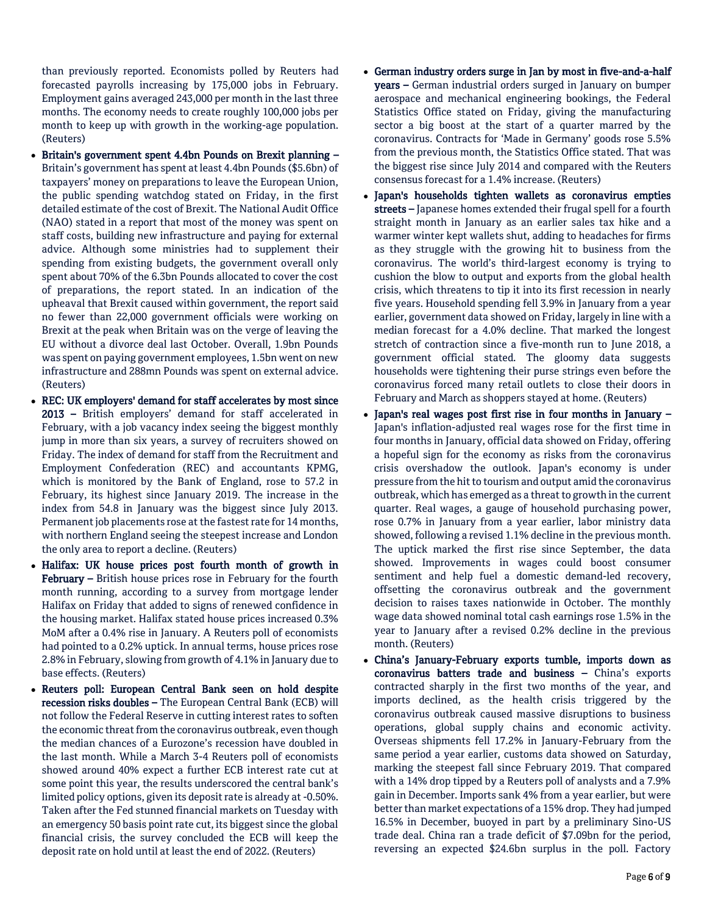than previously reported. Economists polled by Reuters had forecasted payrolls increasing by 175,000 jobs in February. Employment gains averaged 243,000 per month in the last three months. The economy needs to create roughly 100,000 jobs per month to keep up with growth in the working-age population. (Reuters)

- **Britain's government spent 4.4bn Pounds on Brexit planning –** Britain's government has spent at least 4.4bn Pounds ($5.6bn) of taxpayers' money on preparations to leave the European Union, the public spending watchdog stated on Friday, in the first detailed estimate of the cost of Brexit. The National Audit Office (NAO) stated in a report that most of the money was spent on staff costs, building new infrastructure and paying for external advice. Although some ministries had to supplement their spending from existing budgets, the government overall only spent about 70% of the 6.3bn Pounds allocated to cover the cost of preparations, the report stated. In an indication of the upheaval that Brexit caused within government, the report said no fewer than 22,000 government officials were working on Brexit at the peak when Britain was on the verge of leaving the EU without a divorce deal last October. Overall, 1.9bn Pounds was spent on paying government employees, 1.5bn went on new infrastructure and 288mn Pounds was spent on external advice. (Reuters)
- **REC: UK employers' demand for staff accelerates by most since 2013 –** British employers' demand for staff accelerated in February, with a job vacancy index seeing the biggest monthly jump in more than six years, a survey of recruiters showed on Friday. The index of demand for staff from the Recruitment and Employment Confederation (REC) and accountants KPMG, which is monitored by the Bank of England, rose to 57.2 in February, its highest since January 2019. The increase in the index from 54.8 in January was the biggest since July 2013. Permanent job placements rose at the fastest rate for 14 months, with northern England seeing the steepest increase and London the only area to report a decline. (Reuters)
- **Halifax: UK house prices post fourth month of growth in February –** British house prices rose in February for the fourth month running, according to a survey from mortgage lender Halifax on Friday that added to signs of renewed confidence in the housing market. Halifax stated house prices increased 0.3% MoM after a 0.4% rise in January. A Reuters poll of economists had pointed to a 0.2% uptick. In annual terms, house prices rose 2.8% in February, slowing from growth of 4.1% in January due to base effects. (Reuters)
- **Reuters poll: European Central Bank seen on hold despite recession risks doubles –** The European Central Bank (ECB) will not follow the Federal Reserve in cutting interest rates to soften the economic threat from the coronavirus outbreak, even though the median chances of a Eurozone's recession have doubled in the last month. While a March 3-4 Reuters poll of economists showed around 40% expect a further ECB interest rate cut at some point this year, the results underscored the central bank's limited policy options, given its deposit rate is already at -0.50%. Taken after the Fed stunned financial markets on Tuesday with an emergency 50 basis point rate cut, its biggest since the global financial crisis, the survey concluded the ECB will keep the deposit rate on hold until at least the end of 2022. (Reuters)
- **German industry orders surge in Jan by most in five-and-a-half years –** German industrial orders surged in January on bumper aerospace and mechanical engineering bookings, the Federal Statistics Office stated on Friday, giving the manufacturing sector a big boost at the start of a quarter marred by the coronavirus. Contracts for 'Made in Germany' goods rose 5.5% from the previous month, the Statistics Office stated. That was the biggest rise since July 2014 and compared with the Reuters consensus forecast for a 1.4% increase. (Reuters)
- **Japan's households tighten wallets as coronavirus empties streets –** Japanese homes extended their frugal spell for a fourth straight month in January as an earlier sales tax hike and a warmer winter kept wallets shut, adding to headaches for firms as they struggle with the growing hit to business from the coronavirus. The world's third-largest economy is trying to cushion the blow to output and exports from the global health crisis, which threatens to tip it into its first recession in nearly five years. Household spending fell 3.9% in January from a year earlier, government data showed on Friday, largely in line with a median forecast for a 4.0% decline. That marked the longest stretch of contraction since a five-month run to June 2018, a government official stated. The gloomy data suggests households were tightening their purse strings even before the coronavirus forced many retail outlets to close their doors in February and March as shoppers stayed at home. (Reuters)
- **Japan's real wages post first rise in four months in January –** Japan's inflation-adjusted real wages rose for the first time in four months in January, official data showed on Friday, offering a hopeful sign for the economy as risks from the coronavirus crisis overshadow the outlook. Japan's economy is under pressure from the hit to tourism and output amid the coronavirus outbreak, which has emerged as a threat to growth in the current quarter. Real wages, a gauge of household purchasing power, rose 0.7% in January from a year earlier, labor ministry data showed, following a revised 1.1% decline in the previous month. The uptick marked the first rise since September, the data showed. Improvements in wages could boost consumer sentiment and help fuel a domestic demand-led recovery, offsetting the coronavirus outbreak and the government decision to raises taxes nationwide in October. The monthly wage data showed nominal total cash earnings rose 1.5% in the year to January after a revised 0.2% decline in the previous month. (Reuters)
- **China's January-February exports tumble, imports down as coronavirus batters trade and business –** China's exports contracted sharply in the first two months of the year, and imports declined, as the health crisis triggered by the coronavirus outbreak caused massive disruptions to business operations, global supply chains and economic activity. Overseas shipments fell 17.2% in January-February from the same period a year earlier, customs data showed on Saturday, marking the steepest fall since February 2019. That compared with a 14% drop tipped by a Reuters poll of analysts and a 7.9% gain in December. Imports sank 4% from a year earlier, but were better than market expectations of a 15% drop. They had jumped 16.5% in December, buoyed in part by a preliminary Sino-US trade deal. China ran a trade deficit of $7.09bn for the period, reversing an expected $24.6bn surplus in the poll. Factory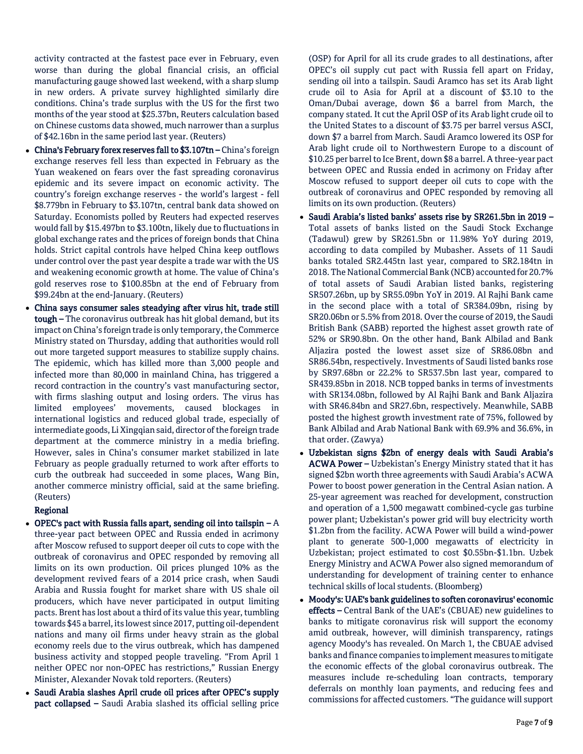activity contracted at the fastest pace ever in February, even worse than during the global financial crisis, an official manufacturing gauge showed last weekend, with a sharp slump in new orders. A private survey highlighted similarly dire conditions. China's trade surplus with the US for the first two months of the year stood at $25.37bn, Reuters calculation based on Chinese customs data showed, much narrower than a surplus of $42.16bn in the same period last year. (Reuters)

- **China's February forex reserves fall to $3.107tn –** China's foreign exchange reserves fell less than expected in February as the Yuan weakened on fears over the fast spreading coronavirus epidemic and its severe impact on economic activity. The country's foreign exchange reserves - the world's largest - fell $8.779bn in February to $3.107tn, central bank data showed on Saturday. Economists polled by Reuters had expected reserves would fall by $15.497bn to $3.100tn, likely due to fluctuations in global exchange rates and the prices of foreign bonds that China holds. Strict capital controls have helped China keep outflows under control over the past year despite a trade war with the US and weakening economic growth at home. The value of China's gold reserves rose to $100.85bn at the end of February from $99.24bn at the end-January. (Reuters)
- **China says consumer sales steadying after virus hit, trade still tough –** The coronavirus outbreak has hit global demand, but its impact on China's foreign trade is only temporary, the Commerce Ministry stated on Thursday, adding that authorities would roll out more targeted support measures to stabilize supply chains. The epidemic, which has killed more than 3,000 people and infected more than 80,000 in mainland China, has triggered a record contraction in the country's vast manufacturing sector, with firms slashing output and losing orders. The virus has limited employees' movements, caused blockages in international logistics and reduced global trade, especially of intermediate goods, Li Xingqian said, director of the foreign trade department at the commerce ministry in a media briefing. However, sales in China's consumer market stabilized in late February as people gradually returned to work after efforts to curb the outbreak had succeeded in some places, Wang Bin, another commerce ministry official, said at the same briefing. (Reuters)

**Regional**

- **OPEC's pact with Russia falls apart, sending oil into tailspin –** A three-year pact between OPEC and Russia ended in acrimony after Moscow refused to support deeper oil cuts to cope with the outbreak of coronavirus and OPEC responded by removing all limits on its own production. Oil prices plunged 10% as the development revived fears of a 2014 price crash, when Saudi Arabia and Russia fought for market share with US shale oil producers, which have never participated in output limiting pacts. Brent has lost about a third of its value this year, tumbling towards $45 a barrel, its lowest since 2017, putting oil-dependent nations and many oil firms under heavy strain as the global economy reels due to the virus outbreak, which has dampened business activity and stopped people traveling. "From April 1 neither OPEC nor non-OPEC has restrictions," Russian Energy Minister, Alexander Novak told reporters. (Reuters)
- **Saudi Arabia slashes April crude oil prices after OPEC's supply pact collapsed –** Saudi Arabia slashed its official selling price (OSP) for April for all its crude grades to all destinations, after OPEC's oil supply cut pact with Russia fell apart on Friday, sending oil into a tailspin. Saudi Aramco has set its Arab light crude oil to Asia for April at a discount of $3.10 to the Oman/Dubai average, down $6 a barrel from March, the company stated. It cut the April OSP of its Arab light crude oil to the United States to a discount of $3.75 per barrel versus ASCI, down $7 a barrel from March. Saudi Aramco lowered its OSP for Arab light crude oil to Northwestern Europe to a discount of $10.25 per barrel to Ice Brent, down $8 a barrel. A three-year pact between OPEC and Russia ended in acrimony on Friday after Moscow refused to support deeper oil cuts to cope with the outbreak of coronavirus and OPEC responded by removing all limits on its own production. (Reuters)
- **Saudi Arabia's listed banks' assets rise by SR261.5bn in 2019 –** Total assets of banks listed on the Saudi Stock Exchange (Tadawul) grew by SR261.5bn or 11.98% YoY during 2019, according to data compiled by Mubasher. Assets of 11 Saudi banks totaled SR2.445tn last year, compared to SR2.184tn in 2018. The National Commercial Bank (NCB) accounted for 20.7% of total assets of Saudi Arabian listed banks, registering SR507.26bn, up by SR55.09bn YoY in 2019. Al Rajhi Bank came in the second place with a total of SR384.09bn, rising by SR20.06bn or 5.5% from 2018. Over the course of 2019, the Saudi British Bank (SABB) reported the highest asset growth rate of 52% or SR90.8bn. On the other hand, Bank Albilad and Bank Aljazira posted the lowest asset size of SR86.08bn and SR86.54bn, respectively. Investments of Saudi listed banks rose by SR97.68bn or 22.2% to SR537.5bn last year, compared to SR439.85bn in 2018. NCB topped banks in terms of investments with SR134.08bn, followed by Al Rajhi Bank and Bank Aljazira with SR46.84bn and SR27.6bn, respectively. Meanwhile, SABB posted the highest growth investment rate of 75%, followed by Bank Albilad and Arab National Bank with 69.9% and 36.6%, in that order. (Zawya)
- **Uzbekistan signs $2bn of energy deals with Saudi Arabia's ACWA Power –** Uzbekistan's Energy Ministry stated that it has signed $2bn worth three agreements with Saudi Arabia's ACWA Power to boost power generation in the Central Asian nation. A 25-year agreement was reached for development, construction and operation of a 1,500 megawatt combined-cycle gas turbine power plant; Uzbekistan's power grid will buy electricity worth $1.2bn from the facility. ACWA Power will build a wind-power plant to generate 500-1,000 megawatts of electricity in Uzbekistan; project estimated to cost $0.55bn-$1.1bn. Uzbek Energy Ministry and ACWA Power also signed memorandum of understanding for development of training center to enhance technical skills of local students. (Bloomberg)
- **Moody's: UAE's bank guidelines to soften coronavirus' economic effects –** Central Bank of the UAE's (CBUAE) new guidelines to banks to mitigate coronavirus risk will support the economy amid outbreak, however, will diminish transparency, ratings agency Moody's has revealed. On March 1, the CBUAE advised banks and finance companies to implement measures to mitigate the economic effects of the global coronavirus outbreak. The measures include re-scheduling loan contracts, temporary deferrals on monthly loan payments, and reducing fees and commissions for affected customers. "The guidance will support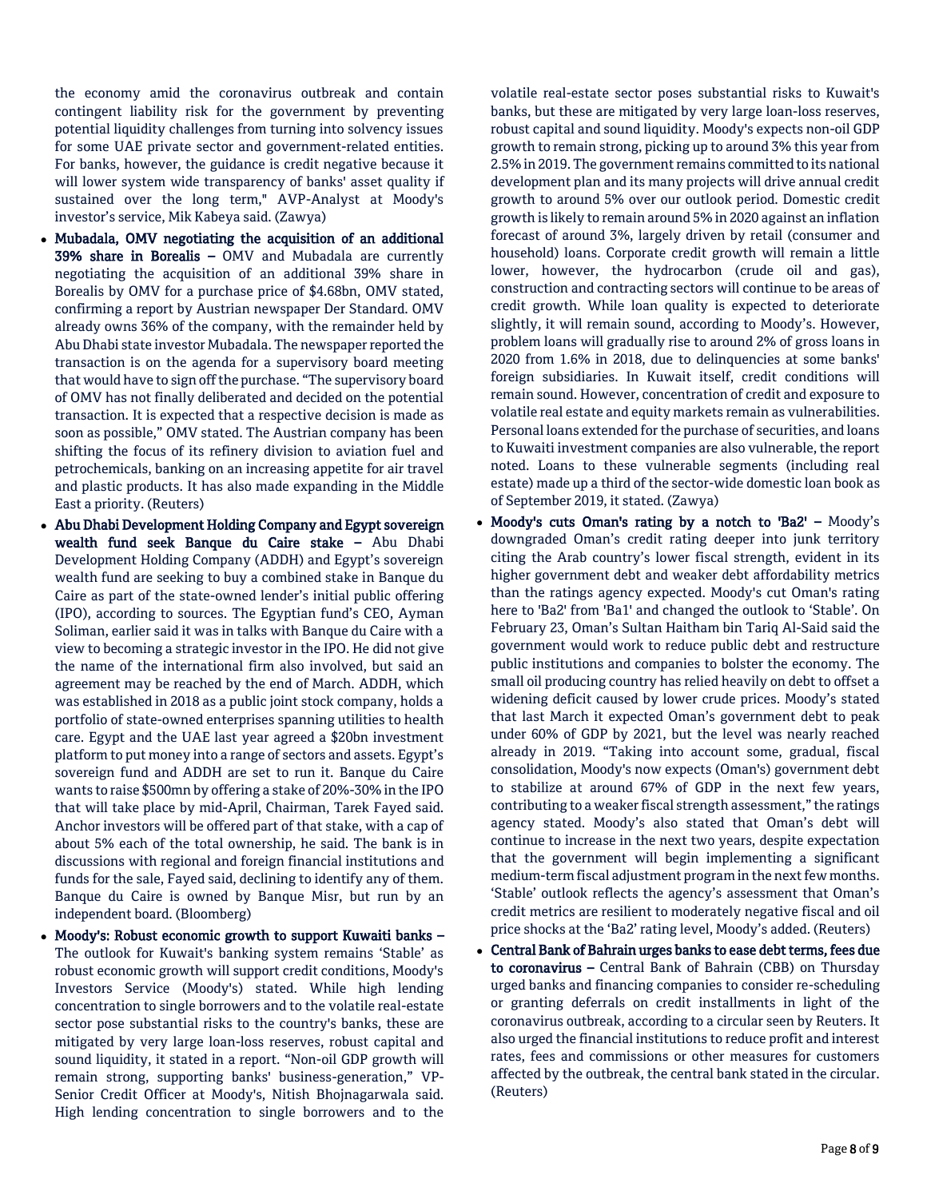the economy amid the coronavirus outbreak and contain contingent liability risk for the government by preventing potential liquidity challenges from turning into solvency issues for some UAE private sector and government-related entities. For banks, however, the guidance is credit negative because it will lower system wide transparency of banks' asset quality if sustained over the long term," AVP-Analyst at Moody's investor's service, Mik Kabeya said. (Zawya)

- **Mubadala, OMV negotiating the acquisition of an additional 39% share in Borealis –** OMV and Mubadala are currently negotiating the acquisition of an additional 39% share in Borealis by OMV for a purchase price of $4.68bn, OMV stated, confirming a report by Austrian newspaper Der Standard. OMV already owns 36% of the company, with the remainder held by Abu Dhabi state investor Mubadala. The newspaper reported the transaction is on the agenda for a supervisory board meeting that would have to sign off the purchase. "The supervisory board of OMV has not finally deliberated and decided on the potential transaction. It is expected that a respective decision is made as soon as possible," OMV stated. The Austrian company has been shifting the focus of its refinery division to aviation fuel and petrochemicals, banking on an increasing appetite for air travel and plastic products. It has also made expanding in the Middle East a priority. (Reuters)
- **Abu Dhabi Development Holding Company and Egypt sovereign wealth fund seek Banque du Caire stake –** Abu Dhabi Development Holding Company (ADDH) and Egypt's sovereign wealth fund are seeking to buy a combined stake in Banque du Caire as part of the state-owned lender's initial public offering (IPO), according to sources. The Egyptian fund's CEO, Ayman Soliman, earlier said it was in talks with Banque du Caire with a view to becoming a strategic investor in the IPO. He did not give the name of the international firm also involved, but said an agreement may be reached by the end of March. ADDH, which was established in 2018 as a public joint stock company, holds a portfolio of state-owned enterprises spanning utilities to health care. Egypt and the UAE last year agreed a $20bn investment platform to put money into a range of sectors and assets. Egypt's sovereign fund and ADDH are set to run it. Banque du Caire wants to raise $500mn by offering a stake of 20%-30% in the IPO that will take place by mid-April, Chairman, Tarek Fayed said. Anchor investors will be offered part of that stake, with a cap of about 5% each of the total ownership, he said. The bank is in discussions with regional and foreign financial institutions and funds for the sale, Fayed said, declining to identify any of them. Banque du Caire is owned by Banque Misr, but run by an independent board. (Bloomberg)
- **Moody's: Robust economic growth to support Kuwaiti banks –** The outlook for Kuwait's banking system remains 'Stable' as robust economic growth will support credit conditions, Moody's Investors Service (Moody's) stated. While high lending concentration to single borrowers and to the volatile real-estate sector pose substantial risks to the country's banks, these are mitigated by very large loan-loss reserves, robust capital and sound liquidity, it stated in a report. "Non-oil GDP growth will remain strong, supporting banks' business-generation," VP-Senior Credit Officer at Moody's, Nitish Bhojnagarwala said. High lending concentration to single borrowers and to the volatile real-estate sector poses substantial risks to Kuwait's banks, but these are mitigated by very large loan-loss reserves, robust capital and sound liquidity. Moody's expects non-oil GDP growth to remain strong, picking up to around 3% this year from 2.5% in 2019. The government remains committed to its national development plan and its many projects will drive annual credit growth to around 5% over our outlook period. Domestic credit growth is likely to remain around 5% in 2020 against an inflation forecast of around 3%, largely driven by retail (consumer and household) loans. Corporate credit growth will remain a little lower, however, the hydrocarbon (crude oil and gas), construction and contracting sectors will continue to be areas of credit growth. While loan quality is expected to deteriorate slightly, it will remain sound, according to Moody's. However, problem loans will gradually rise to around 2% of gross loans in 2020 from 1.6% in 2018, due to delinquencies at some banks' foreign subsidiaries. In Kuwait itself, credit conditions will remain sound. However, concentration of credit and exposure to volatile real estate and equity markets remain as vulnerabilities. Personal loans extended for the purchase of securities, and loans to Kuwaiti investment companies are also vulnerable, the report noted. Loans to these vulnerable segments (including real estate) made up a third of the sector-wide domestic loan book as of September 2019, it stated. (Zawya)
- **Moody's cuts Oman's rating by a notch to 'Ba2' –** Moody's downgraded Oman's credit rating deeper into junk territory citing the Arab country's lower fiscal strength, evident in its higher government debt and weaker debt affordability metrics than the ratings agency expected. Moody's cut Oman's rating here to 'Ba2' from 'Ba1' and changed the outlook to 'Stable'. On February 23, Oman's Sultan Haitham bin Tariq Al-Said said the government would work to reduce public debt and restructure public institutions and companies to bolster the economy. The small oil producing country has relied heavily on debt to offset a widening deficit caused by lower crude prices. Moody's stated that last March it expected Oman's government debt to peak under 60% of GDP by 2021, but the level was nearly reached already in 2019. "Taking into account some, gradual, fiscal consolidation, Moody's now expects (Oman's) government debt to stabilize at around 67% of GDP in the next few years, contributing to a weaker fiscal strength assessment," the ratings agency stated. Moody's also stated that Oman's debt will continue to increase in the next two years, despite expectation that the government will begin implementing a significant medium-term fiscal adjustment program in the next few months. 'Stable' outlook reflects the agency's assessment that Oman's credit metrics are resilient to moderately negative fiscal and oil price shocks at the 'Ba2' rating level, Moody's added. (Reuters)
- **Central Bank of Bahrain urges banks to ease debt terms, fees due to coronavirus –** Central Bank of Bahrain (CBB) on Thursday urged banks and financing companies to consider re-scheduling or granting deferrals on credit installments in light of the coronavirus outbreak, according to a circular seen by Reuters. It also urged the financial institutions to reduce profit and interest rates, fees and commissions or other measures for customers affected by the outbreak, the central bank stated in the circular. (Reuters)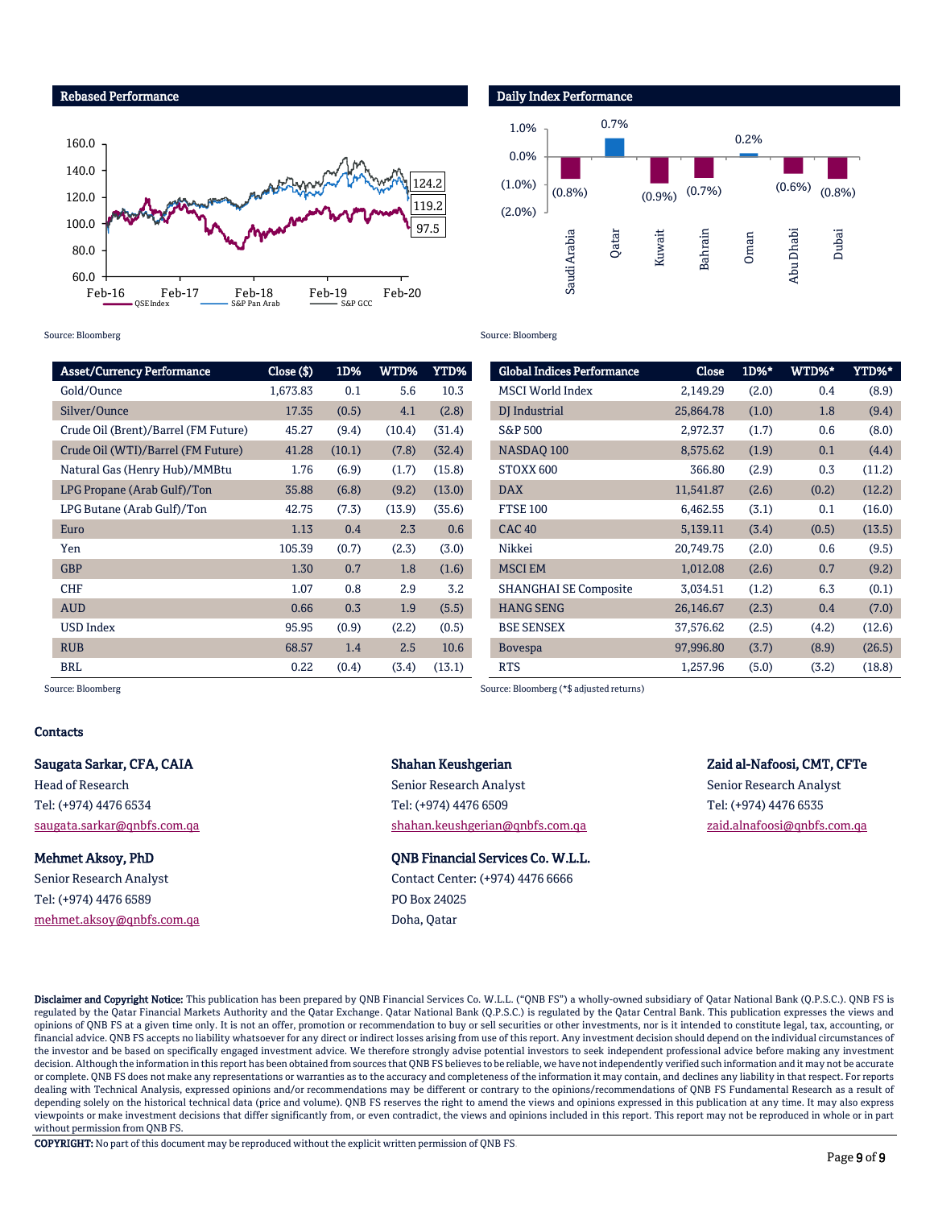## Rebased Performance

160.0
140.0
120.0
100.0
80.0
60.0

Feb-16 Feb-17 Feb-18 Feb-19 Feb-20

124.2
119.2
97.5

QSE Index S&P Pan Arab S&P GCC

Source: Bloomberg

## Daily Index Performance

1.0%
0.0%
(1.0%)
(2.0%)

(0.8%) 0.7% (0.9%) (0.7%) 0.2% (0.6%) (0.8%)

Saudi Arabia Qatar Kuwait Bahrain Oman Abu Dhabi Dubai

Source: Bloomberg

| Asset/Currency Performance | Close ($) | 1D% | WTD% | YTD% |
|---|---|---|---|---|
| Gold/Ounce | 1,673.83 | 0.1 | 5.6 | 10.3 |
| Silver/Ounce | 17.35 | (0.5) | 4.1 | (2.8) |
| Crude Oil (Brent)/Barrel (FM Future) | 45.27 | (9.4) | (10.4) | (31.4) |
| Crude Oil (WTI)/Barrel (FM Future) | 41.28 | (10.1) | (7.8) | (32.4) |
| Natural Gas (Henry Hub)/MMBtu | 1.76 | (6.9) | (1.7) | (15.8) |
| LPG Propane (Arab Gulf)/Ton | 35.88 | (6.8) | (9.2) | (13.0) |
| LPG Butane (Arab Gulf)/Ton | 42.75 | (7.3) | (13.9) | (35.6) |
| Euro | 1.13 | 0.4 | 2.3 | 0.6 |
| Yen | 105.39 | (0.7) | (2.3) | (3.0) |
| GBP | 1.30 | 0.7 | 1.8 | (1.6) |
| CHF | 1.07 | 0.8 | 2.9 | 3.2 |
| AUD | 0.66 | 0.3 | 1.9 | (5.5) |
| USD Index | 95.95 | (0.9) | (2.2) | (0.5) |
| RUB | 68.57 | 1.4 | 2.5 | 10.6 |
| BRL | 0.22 | (0.4) | (3.4) | (13.1) |

Source: Bloomberg

| Global Indices Performance | Close | 1D%* | WTD%* | YTD%* |
|---|---|---|---|---|
| MSCI World Index | 2,149.29 | (2.0) | 0.4 | (8.9) |
| DJ Industrial | 25,864.78 | (1.0) | 1.8 | (9.4) |
| S&P 500 | 2,972.37 | (1.7) | 0.6 | (8.0) |
| NASDAQ 100 | 8,575.62 | (1.9) | 0.1 | (4.4) |
| STOXX 600 | 366.80 | (2.9) | 0.3 | (11.2) |
| DAX | 11,541.87 | (2.6) | (0.2) | (12.2) |
| FTSE 100 | 6,462.55 | (3.1) | 0.1 | (16.0) |
| CAC 40 | 5,139.11 | (3.4) | (0.5) | (13.5) |
| Nikkei | 20,749.75 | (2.0) | 0.6 | (9.5) |
| MSCI EM | 1,012.08 | (2.6) | 0.7 | (9.2) |
| SHANGHAI SE Composite | 3,034.51 | (1.2) | 6.3 | (0.1) |
| HANG SENG | 26,146.67 | (2.3) | 0.4 | (7.0) |
| BSE SENSEX | 37,576.62 | (2.5) | (4.2) | (12.6) |
| Bovespa | 97,996.80 | (3.7) | (8.9) | (26.5) |
| RTS | 1,257.96 | (5.0) | (3.2) | (18.8) |

Source: Bloomberg (*$ adjusted returns)

### Contacts

**Saugata Sarkar, CFA, CAIA**
Head of Research
Tel: (+974) 4476 6534
saugata.sarkar@qnbfs.com.qa

**Shahan Keushgerian**
Senior Research Analyst
Tel: (+974) 4476 6509
shahan.keushgerian@qnbfs.com.qa

**Zaid al-Nafoosi, CMT, CFTe**
Senior Research Analyst
Tel: (+974) 4476 6535
zaid.alnafoosi@qnbfs.com.qa

**Mehmet Aksoy, PhD**
Senior Research Analyst
Tel: (+974) 4476 6589
mehmet.aksoy@qnbfs.com.qa

**QNB Financial Services Co. W.L.L.**
Contact Center: (+974) 4476 6666
PO Box 24025
Doha, Qatar

**Disclaimer and Copyright Notice:** This publication has been prepared by QNB Financial Services Co. W.L.L. ("QNB FS") a wholly-owned subsidiary of Qatar National Bank (Q.P.S.C.). QNB FS is regulated by the Qatar Financial Markets Authority and the Qatar Exchange. Qatar National Bank (Q.P.S.C.) is regulated by the Qatar Central Bank. This publication expresses the views and opinions of QNB FS at a given time only. It is not an offer, promotion or recommendation to buy or sell securities or other investments, nor is it intended to constitute legal, tax, accounting, or financial advice. QNB FS accepts no liability whatsoever for any direct or indirect losses arising from use of this report. Any investment decision should depend on the individual circumstances of the investor and be based on specifically engaged investment advice. We therefore strongly advise potential investors to seek independent professional advice before making any investment decision. Although the information in this report has been obtained from sources that QNB FS believes to be reliable, we have not independently verified such information and it may not be accurate or complete. QNB FS does not make any representations or warranties as to the accuracy and completeness of the information it may contain, and declines any liability in that respect. For reports dealing with Technical Analysis, expressed opinions and/or recommendations may be different or contrary to the opinions/recommendations of QNB FS Fundamental Research as a result of depending solely on the historical technical data (price and volume). QNB FS reserves the right to amend the views and opinions expressed in this publication at any time. It may also express viewpoints or make investment decisions that differ significantly from, or even contradict, the views and opinions included in this report. This report may not be reproduced in whole or in part without permission from QNB FS.

**COPYRIGHT:** No part of this document may be reproduced without the explicit written permission of QNB FS